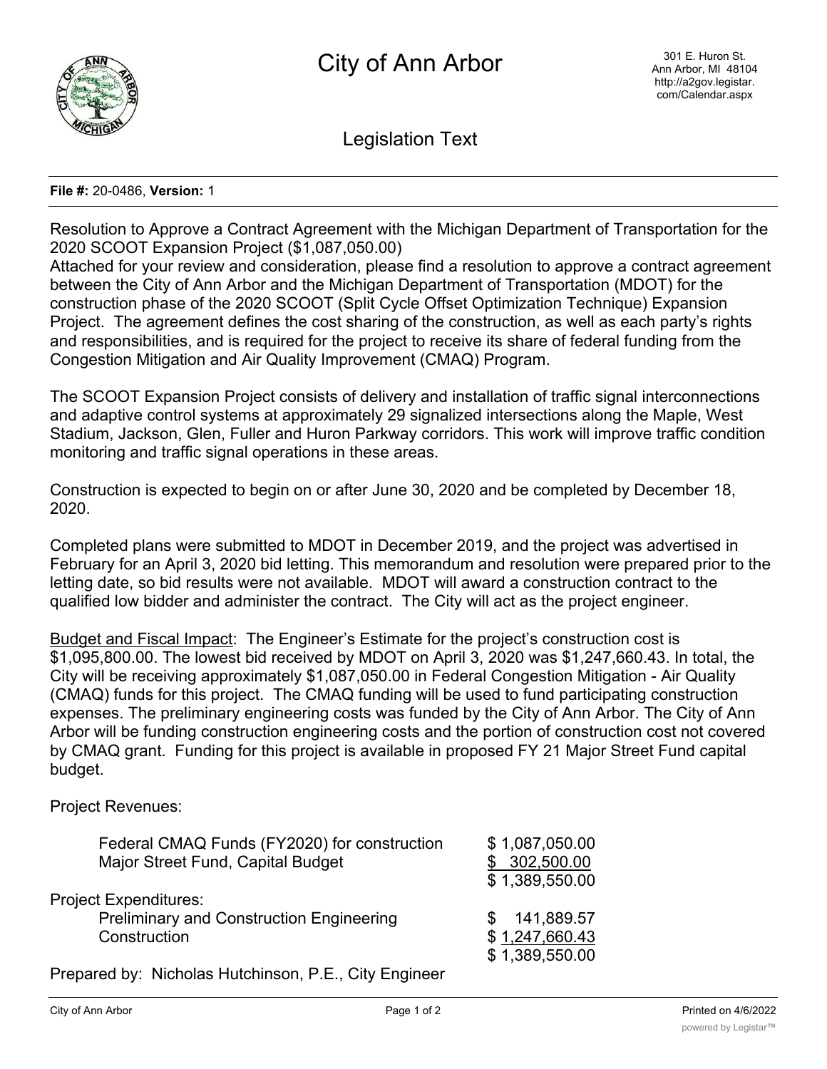# City of Ann Arbor

301 E. Huron St.
Ann Arbor, MI 48104
http://a2gov.legistar.com/Calendar.aspx

## Legislation Text

**File #:** 20-0486, **Version:** 1

Resolution to Approve a Contract Agreement with the Michigan Department of Transportation for the 2020 SCOOT Expansion Project ($1,087,050.00)

Attached for your review and consideration, please find a resolution to approve a contract agreement between the City of Ann Arbor and the Michigan Department of Transportation (MDOT) for the construction phase of the 2020 SCOOT (Split Cycle Offset Optimization Technique) Expansion Project. The agreement defines the cost sharing of the construction, as well as each party's rights and responsibilities, and is required for the project to receive its share of federal funding from the Congestion Mitigation and Air Quality Improvement (CMAQ) Program.

The SCOOT Expansion Project consists of delivery and installation of traffic signal interconnections and adaptive control systems at approximately 29 signalized intersections along the Maple, West Stadium, Jackson, Glen, Fuller and Huron Parkway corridors. This work will improve traffic condition monitoring and traffic signal operations in these areas.

Construction is expected to begin on or after June 30, 2020 and be completed by December 18, 2020.

Completed plans were submitted to MDOT in December 2019, and the project was advertised in February for an April 3, 2020 bid letting. This memorandum and resolution were prepared prior to the letting date, so bid results were not available. MDOT will award a construction contract to the qualified low bidder and administer the contract. The City will act as the project engineer.

Budget and Fiscal Impact: The Engineer's Estimate for the project's construction cost is $1,095,800.00. The lowest bid received by MDOT on April 3, 2020 was $1,247,660.43. In total, the City will be receiving approximately $1,087,050.00 in Federal Congestion Mitigation - Air Quality (CMAQ) funds for this project. The CMAQ funding will be used to fund participating construction expenses. The preliminary engineering costs was funded by the City of Ann Arbor. The City of Ann Arbor will be funding construction engineering costs and the portion of construction cost not covered by CMAQ grant. Funding for this project is available in proposed FY 21 Major Street Fund capital budget.

Project Revenues:

| | |
|---|---|
| Federal CMAQ Funds (FY2020) for construction | $ 1,087,050.00 |
| Major Street Fund, Capital Budget | $ 302,500.00 |
| | $ 1,389,550.00 |

Project Expenditures:

| | |
|---|---|
| Preliminary and Construction Engineering | $ 141,889.57 |
| Construction | $ 1,247,660.43 |
| | $ 1,389,550.00 |

Prepared by: Nicholas Hutchinson, P.E., City Engineer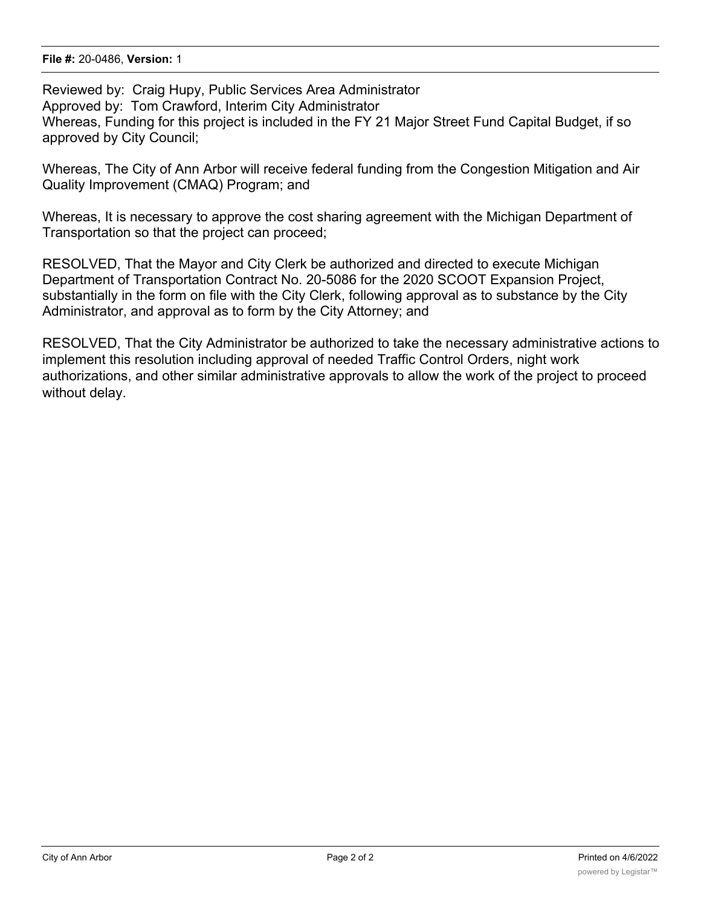Reviewed by: Craig Hupy, Public Services Area Administrator
Approved by: Tom Crawford, Interim City Administrator
Whereas, Funding for this project is included in the FY 21 Major Street Fund Capital Budget, if so approved by City Council;

Whereas, The City of Ann Arbor will receive federal funding from the Congestion Mitigation and Air Quality Improvement (CMAQ) Program; and

Whereas, It is necessary to approve the cost sharing agreement with the Michigan Department of Transportation so that the project can proceed;

RESOLVED, That the Mayor and City Clerk be authorized and directed to execute Michigan Department of Transportation Contract No. 20-5086 for the 2020 SCOOT Expansion Project, substantially in the form on file with the City Clerk, following approval as to substance by the City Administrator, and approval as to form by the City Attorney; and

RESOLVED, That the City Administrator be authorized to take the necessary administrative actions to implement this resolution including approval of needed Traffic Control Orders, night work authorizations, and other similar administrative approvals to allow the work of the project to proceed without delay.